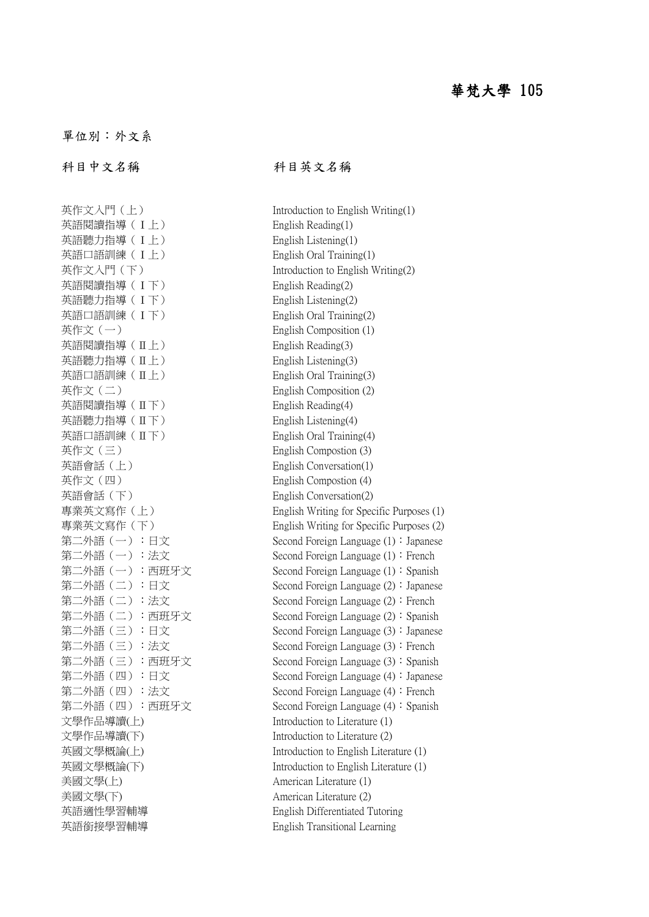# 華梵大學 105

單位別：外文系

| 科目中文名稱 | 科目英文名稱 |
| --- | --- |
| 英作文入門（上） | Introduction to English Writing(1) |
| 英語閱讀指導（Ⅰ上） | English Reading(1) |
| 英語聽力指導（Ⅰ上） | English Listening(1) |
| 英語口語訓練（Ⅰ上） | English Oral Training(1) |
| 英作文入門（下） | Introduction to English Writing(2) |
| 英語閱讀指導（Ⅰ下） | English Reading(2) |
| 英語聽力指導（Ⅰ下） | English Listening(2) |
| 英語口語訓練（Ⅰ下） | English Oral Training(2) |
| 英作文（一） | English Composition (1) |
| 英語閱讀指導（Ⅱ上） | English Reading(3) |
| 英語聽力指導（Ⅱ上） | English Listening(3) |
| 英語口語訓練（Ⅱ上） | English Oral Training(3) |
| 英作文（二） | English Composition (2) |
| 英語閱讀指導（Ⅱ下） | English Reading(4) |
| 英語聽力指導（Ⅱ下） | English Listening(4) |
| 英語口語訓練（Ⅱ下） | English Oral Training(4) |
| 英作文（三） | English Compostion (3) |
| 英語會話（上） | English Conversation(1) |
| 英作文（四） | English Compostion (4) |
| 英語會話（下） | English Conversation(2) |
| 專業英文寫作（上） | English Writing for Specific Purposes (1) |
| 專業英文寫作（下） | English Writing for Specific Purposes (2) |
| 第二外語（一）：日文 | Second Foreign Language (1)：Japanese |
| 第二外語（一）：法文 | Second Foreign Language (1)：French |
| 第二外語（一）：西班牙文 | Second Foreign Language (1)：Spanish |
| 第二外語（二）：日文 | Second Foreign Language (2)：Japanese |
| 第二外語（二）：法文 | Second Foreign Language (2)：French |
| 第二外語（二）：西班牙文 | Second Foreign Language (2)：Spanish |
| 第二外語（三）：日文 | Second Foreign Language (3)：Japanese |
| 第二外語（三）：法文 | Second Foreign Language (3)：French |
| 第二外語（三）：西班牙文 | Second Foreign Language (3)：Spanish |
| 第二外語（四）：日文 | Second Foreign Language (4)：Japanese |
| 第二外語（四）：法文 | Second Foreign Language (4)：French |
| 第二外語（四）：西班牙文 | Second Foreign Language (4)：Spanish |
| 文學作品導讀(上) | Introduction to Literature (1) |
| 文學作品導讀(下) | Introduction to Literature (2) |
| 英國文學概論(上) | Introduction to English Literature (1) |
| 英國文學概論(下) | Introduction to English Literature (1) |
| 美國文學(上) | American Literature (1) |
| 美國文學(下) | American Literature (2) |
| 英語適性學習輔導 | English Differentiated Tutoring |
| 英語銜接學習輔導 | English Transitional Learning |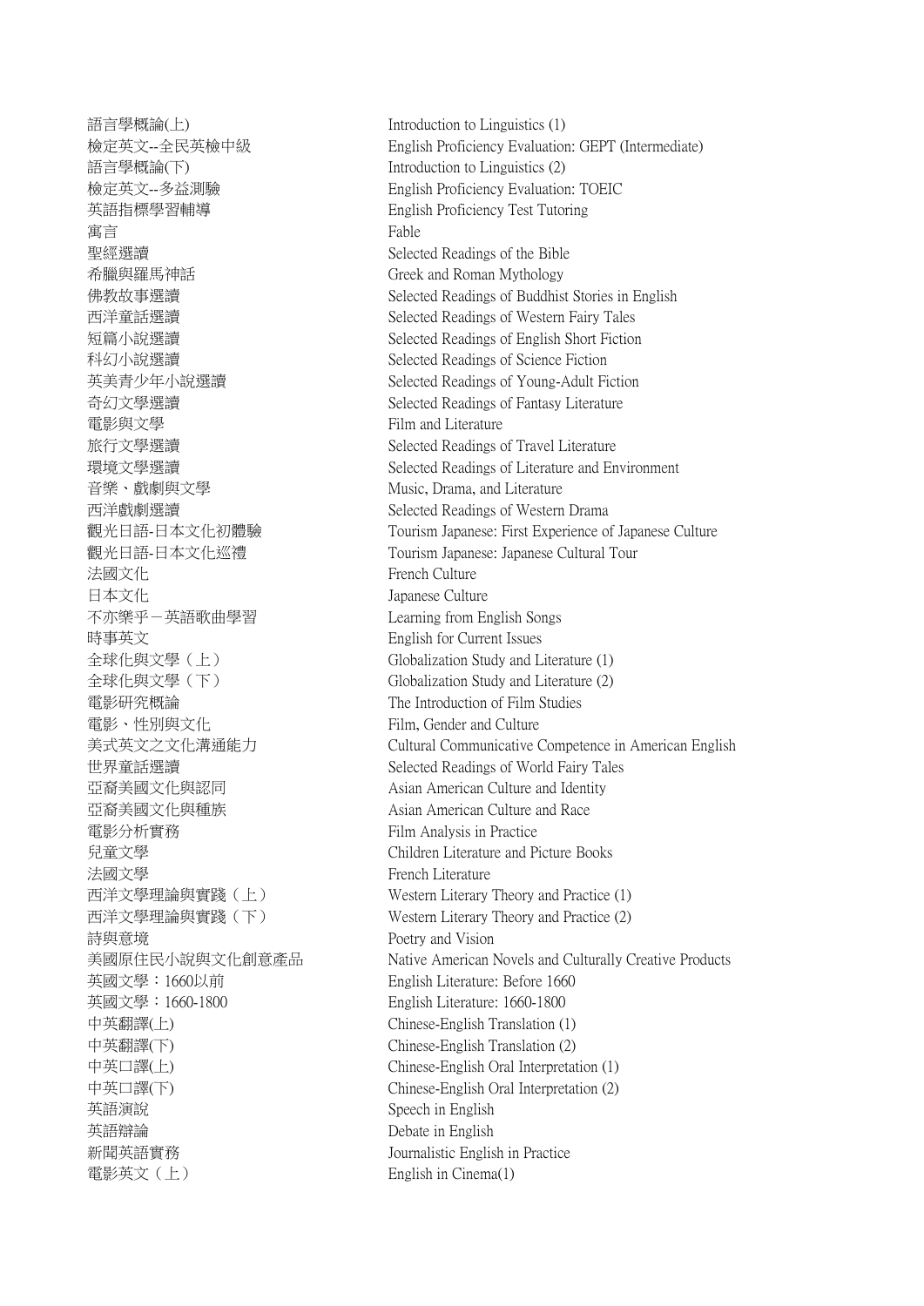| | |
|---|---|
| 語言學概論(上) | Introduction to Linguistics (1) |
| 檢定英文--全民英檢中級 | English Proficiency Evaluation: GEPT (Intermediate) |
| 語言學概論(下) | Introduction to Linguistics (2) |
| 檢定英文--多益測驗 | English Proficiency Evaluation: TOEIC |
| 英語指標學習輔導 | English Proficiency Test Tutoring |
| 寓言 | Fable |
| 聖經選讀 | Selected Readings of the Bible |
| 希臘與羅馬神話 | Greek and Roman Mythology |
| 佛教故事選讀 | Selected Readings of Buddhist Stories in English |
| 西洋童話選讀 | Selected Readings of Western Fairy Tales |
| 短篇小說選讀 | Selected Readings of English Short Fiction |
| 科幻小說選讀 | Selected Readings of Science Fiction |
| 英美青少年小說選讀 | Selected Readings of Young-Adult Fiction |
| 奇幻文學選讀 | Selected Readings of Fantasy Literature |
| 電影與文學 | Film and Literature |
| 旅行文學選讀 | Selected Readings of Travel Literature |
| 環境文學選讀 | Selected Readings of Literature and Environment |
| 音樂、戲劇與文學 | Music, Drama, and Literature |
| 西洋戲劇選讀 | Selected Readings of Western Drama |
| 觀光日語-日本文化初體驗 | Tourism Japanese: First Experience of Japanese Culture |
| 觀光日語-日本文化巡禮 | Tourism Japanese: Japanese Cultural Tour |
| 法國文化 | French Culture |
| 日本文化 | Japanese Culture |
| 不亦樂乎－英語歌曲學習 | Learning from English Songs |
| 時事英文 | English for Current Issues |
| 全球化與文學（上） | Globalization Study and Literature (1) |
| 全球化與文學（下） | Globalization Study and Literature (2) |
| 電影研究概論 | The Introduction of Film Studies |
| 電影、性別與文化 | Film, Gender and Culture |
| 美式英文之文化溝通能力 | Cultural Communicative Competence in American English |
| 世界童話選讀 | Selected Readings of World Fairy Tales |
| 亞裔美國文化與認同 | Asian American Culture and Identity |
| 亞裔美國文化與種族 | Asian American Culture and Race |
| 電影分析實務 | Film Analysis in Practice |
| 兒童文學 | Children Literature and Picture Books |
| 法國文學 | French Literature |
| 西洋文學理論與實踐（上） | Western Literary Theory and Practice (1) |
| 西洋文學理論與實踐（下） | Western Literary Theory and Practice (2) |
| 詩與意境 | Poetry and Vision |
| 美國原住民小說與文化創意產品 | Native American Novels and Culturally Creative Products |
| 英國文學：1660以前 | English Literature: Before 1660 |
| 英國文學：1660-1800 | English Literature: 1660-1800 |
| 中英翻譯(上) | Chinese-English Translation (1) |
| 中英翻譯(下) | Chinese-English Translation (2) |
| 中英口譯(上) | Chinese-English Oral Interpretation (1) |
| 中英口譯(下) | Chinese-English Oral Interpretation (2) |
| 英語演說 | Speech in English |
| 英語辯論 | Debate in English |
| 新聞英語實務 | Journalistic English in Practice |
| 電影英文（上） | English in Cinema(1) |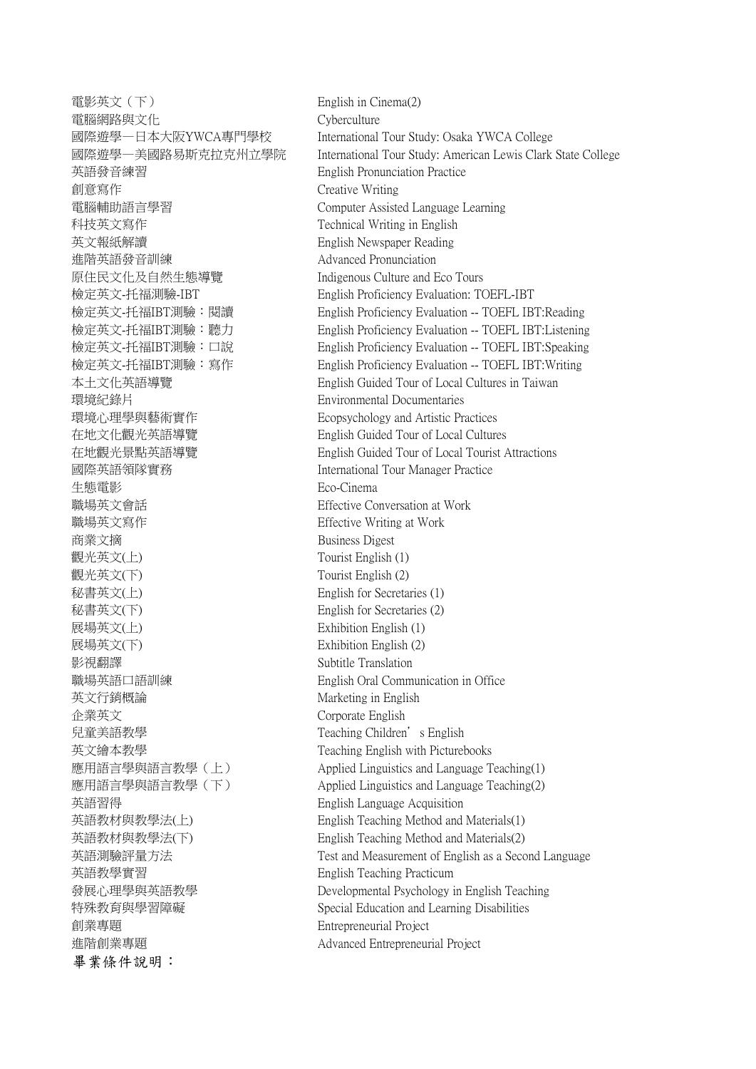| | |
|---|---|
| 電影英文（下） | English in Cinema(2) |
| 電腦網路與文化 | Cyberculture |
| 國際遊學—日本大阪YWCA專門學校 | International Tour Study: Osaka YWCA College |
| 國際遊學—美國路易斯克拉克州立學院 | International Tour Study: American Lewis Clark State College |
| 英語發音練習 | English Pronunciation Practice |
| 創意寫作 | Creative Writing |
| 電腦輔助語言學習 | Computer Assisted Language Learning |
| 科技英文寫作 | Technical Writing in English |
| 英文報紙解讀 | English Newspaper Reading |
| 進階英語發音訓練 | Advanced Pronunciation |
| 原住民文化及自然生態導覽 | Indigenous Culture and Eco Tours |
| 檢定英文-托福測驗-IBT | English Proficiency Evaluation: TOEFL-IBT |
| 檢定英文-托福IBT測驗：閱讀 | English Proficiency Evaluation -- TOEFL IBT:Reading |
| 檢定英文-托福IBT測驗：聽力 | English Proficiency Evaluation -- TOEFL IBT:Listening |
| 檢定英文-托福IBT測驗：口說 | English Proficiency Evaluation -- TOEFL IBT:Speaking |
| 檢定英文-托福IBT測驗：寫作 | English Proficiency Evaluation -- TOEFL IBT:Writing |
| 本土文化英語導覽 | English Guided Tour of Local Cultures in Taiwan |
| 環境紀錄片 | Environmental Documentaries |
| 環境心理學與藝術實作 | Ecopsychology and Artistic Practices |
| 在地文化觀光英語導覽 | English Guided Tour of Local Cultures |
| 在地觀光景點英語導覽 | English Guided Tour of Local Tourist Attractions |
| 國際英語領隊實務 | International Tour Manager Practice |
| 生態電影 | Eco-Cinema |
| 職場英文會話 | Effective Conversation at Work |
| 職場英文寫作 | Effective Writing at Work |
| 商業文摘 | Business Digest |
| 觀光英文(上) | Tourist English (1) |
| 觀光英文(下) | Tourist English (2) |
| 秘書英文(上) | English for Secretaries (1) |
| 秘書英文(下) | English for Secretaries (2) |
| 展場英文(上) | Exhibition English (1) |
| 展場英文(下) | Exhibition English (2) |
| 影視翻譯 | Subtitle Translation |
| 職場英語口語訓練 | English Oral Communication in Office |
| 英文行銷概論 | Marketing in English |
| 企業英文 | Corporate English |
| 兒童美語教學 | Teaching Children' s English |
| 英文繪本教學 | Teaching English with Picturebooks |
| 應用語言學與語言教學（上） | Applied Linguistics and Language Teaching(1) |
| 應用語言學與語言教學（下） | Applied Linguistics and Language Teaching(2) |
| 英語習得 | English Language Acquisition |
| 英語教材與教學法(上) | English Teaching Method and Materials(1) |
| 英語教材與教學法(下) | English Teaching Method and Materials(2) |
| 英語測驗評量方法 | Test and Measurement of English as a Second Language |
| 英語教學實習 | English Teaching Practicum |
| 發展心理學與英語教學 | Developmental Psychology in English Teaching |
| 特殊教育與學習障礙 | Special Education and Learning Disabilities |
| 創業專題 | Entrepreneurial Project |
| 進階創業專題 | Advanced Entrepreneurial Project |

**畢業條件說明：**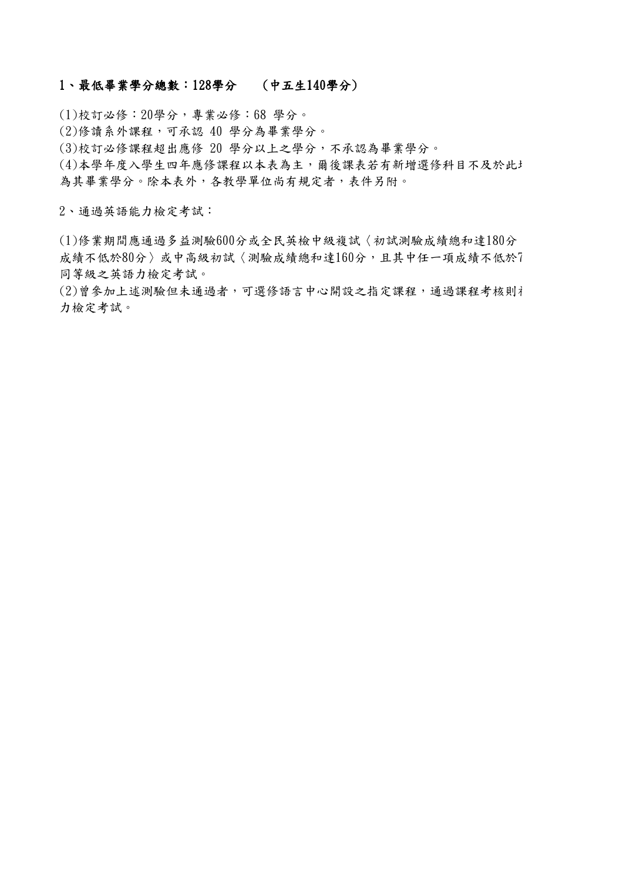**1、最低畢業學分總數：128學分　　（中五生140學分）**

(1)校訂必修：20學分，專業必修：68 學分。

(2)修讀系外課程，可承認 40 學分為畢業學分。

(3)校訂必修課程超出應修 20 學分以上之學分，不承認為畢業學分。

(4)本學年度入學生四年應修課程以本表為主，爾後課表若有新增選修科目不及於此
為其畢業學分。除本表外，各教學單位尚有規定者，表件另附。

2、通過英語能力檢定考試：

(1)修業期間應通過多益測驗600分或全民英檢中級複試〈初試測驗成績總和達180分
成績不低於80分〉或中高級初試〈測驗成績總和達160分，且其中任一項成績不低於7
同等級之英語力檢定考試。

(2)曾參加上述測驗但未通過者，可選修語言中心開設之指定課程，通過課程考核則
力檢定考試。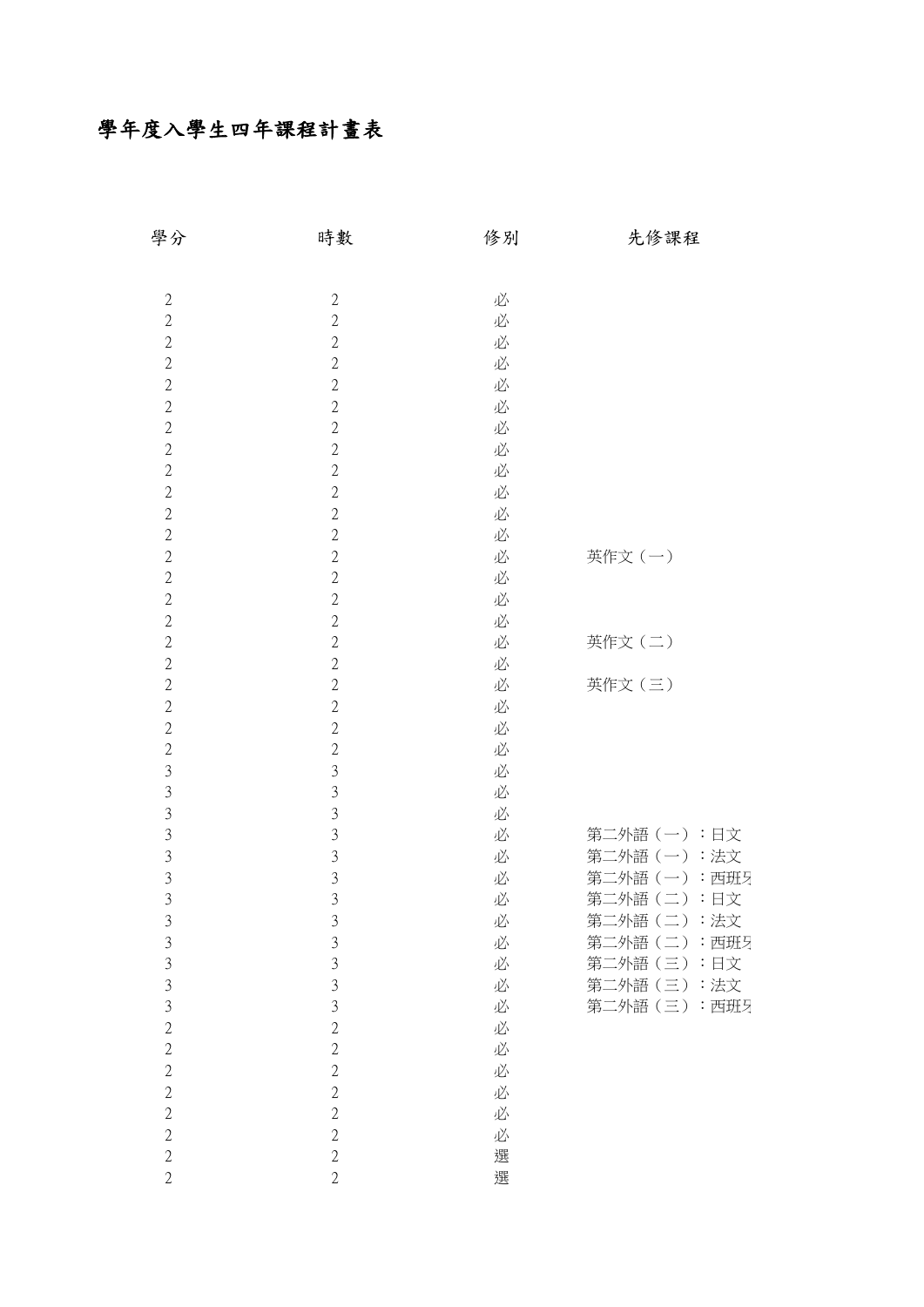# 學年度入學生四年課程計畫表

| 學分 | 時數 | 修別 | 先修課程 |
|---|---|---|---|
| 2 | 2 | 必 | |
| 2 | 2 | 必 | |
| 2 | 2 | 必 | |
| 2 | 2 | 必 | |
| 2 | 2 | 必 | |
| 2 | 2 | 必 | |
| 2 | 2 | 必 | |
| 2 | 2 | 必 | |
| 2 | 2 | 必 | |
| 2 | 2 | 必 | |
| 2 | 2 | 必 | |
| 2 | 2 | 必 | |
| 2 | 2 | 必 | 英作文（一） |
| 2 | 2 | 必 | |
| 2 | 2 | 必 | |
| 2 | 2 | 必 | |
| 2 | 2 | 必 | 英作文（二） |
| 2 | 2 | 必 | |
| 2 | 2 | 必 | 英作文（三） |
| 2 | 2 | 必 | |
| 2 | 2 | 必 | |
| 2 | 2 | 必 | |
| 3 | 3 | 必 | |
| 3 | 3 | 必 | |
| 3 | 3 | 必 | |
| 3 | 3 | 必 | 第二外語（一）：日文 |
| 3 | 3 | 必 | 第二外語（一）：法文 |
| 3 | 3 | 必 | 第二外語（一）：西班牙 |
| 3 | 3 | 必 | 第二外語（二）：日文 |
| 3 | 3 | 必 | 第二外語（二）：法文 |
| 3 | 3 | 必 | 第二外語（二）：西班牙 |
| 3 | 3 | 必 | 第二外語（三）：日文 |
| 3 | 3 | 必 | 第二外語（三）：法文 |
| 3 | 3 | 必 | 第二外語（三）：西班牙 |
| 2 | 2 | 必 | |
| 2 | 2 | 必 | |
| 2 | 2 | 必 | |
| 2 | 2 | 必 | |
| 2 | 2 | 必 | |
| 2 | 2 | 必 | |
| 2 | 2 | 選 | |
| 2 | 2 | 選 | |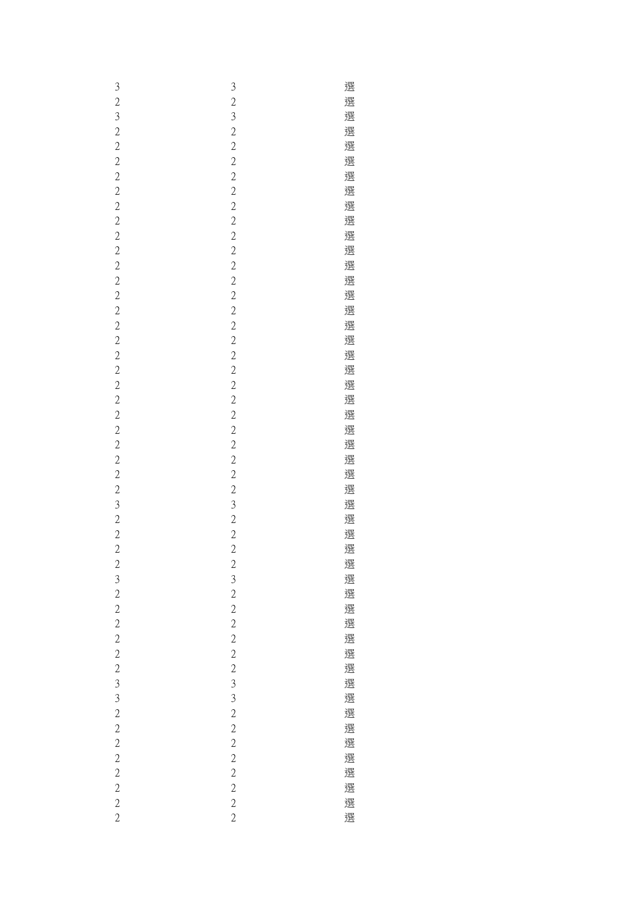| | | |
|---|---|---|
| 3 | 3 | 選 |
| 2 | 2 | 選 |
| 3 | 3 | 選 |
| 2 | 2 | 選 |
| 2 | 2 | 選 |
| 2 | 2 | 選 |
| 2 | 2 | 選 |
| 2 | 2 | 選 |
| 2 | 2 | 選 |
| 2 | 2 | 選 |
| 2 | 2 | 選 |
| 2 | 2 | 選 |
| 2 | 2 | 選 |
| 2 | 2 | 選 |
| 2 | 2 | 選 |
| 2 | 2 | 選 |
| 2 | 2 | 選 |
| 2 | 2 | 選 |
| 2 | 2 | 選 |
| 2 | 2 | 選 |
| 2 | 2 | 選 |
| 2 | 2 | 選 |
| 2 | 2 | 選 |
| 2 | 2 | 選 |
| 2 | 2 | 選 |
| 2 | 2 | 選 |
| 2 | 2 | 選 |
| 2 | 2 | 選 |
| 3 | 3 | 選 |
| 2 | 2 | 選 |
| 2 | 2 | 選 |
| 2 | 2 | 選 |
| 2 | 2 | 選 |
| 3 | 3 | 選 |
| 2 | 2 | 選 |
| 2 | 2 | 選 |
| 2 | 2 | 選 |
| 2 | 2 | 選 |
| 2 | 2 | 選 |
| 2 | 2 | 選 |
| 3 | 3 | 選 |
| 3 | 3 | 選 |
| 2 | 2 | 選 |
| 2 | 2 | 選 |
| 2 | 2 | 選 |
| 2 | 2 | 選 |
| 2 | 2 | 選 |
| 2 | 2 | 選 |
| 2 | 2 | 選 |
| 2 | 2 | 選 |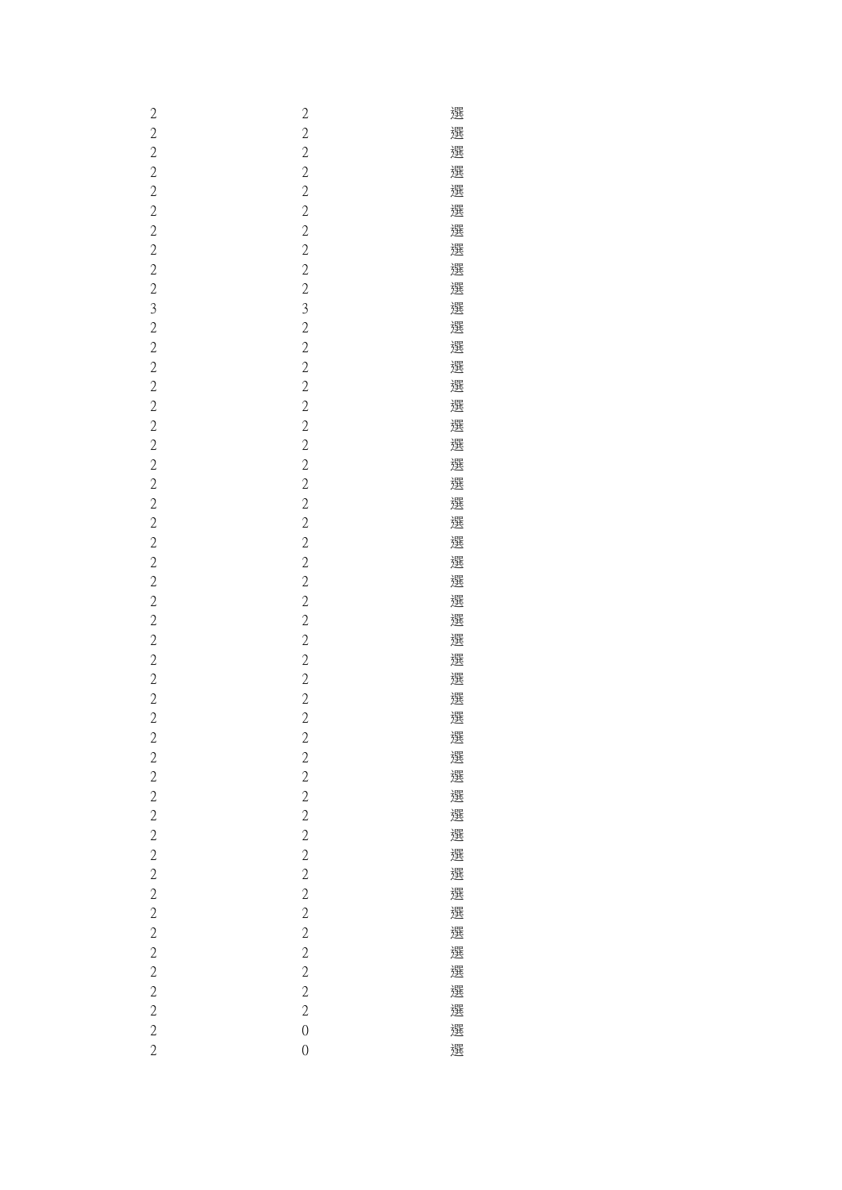| | | |
|---|---|---|
| 2 | 2 | 選 |
| 2 | 2 | 選 |
| 2 | 2 | 選 |
| 2 | 2 | 選 |
| 2 | 2 | 選 |
| 2 | 2 | 選 |
| 2 | 2 | 選 |
| 2 | 2 | 選 |
| 2 | 2 | 選 |
| 2 | 2 | 選 |
| 3 | 3 | 選 |
| 2 | 2 | 選 |
| 2 | 2 | 選 |
| 2 | 2 | 選 |
| 2 | 2 | 選 |
| 2 | 2 | 選 |
| 2 | 2 | 選 |
| 2 | 2 | 選 |
| 2 | 2 | 選 |
| 2 | 2 | 選 |
| 2 | 2 | 選 |
| 2 | 2 | 選 |
| 2 | 2 | 選 |
| 2 | 2 | 選 |
| 2 | 2 | 選 |
| 2 | 2 | 選 |
| 2 | 2 | 選 |
| 2 | 2 | 選 |
| 2 | 2 | 選 |
| 2 | 2 | 選 |
| 2 | 2 | 選 |
| 2 | 2 | 選 |
| 2 | 2 | 選 |
| 2 | 2 | 選 |
| 2 | 2 | 選 |
| 2 | 2 | 選 |
| 2 | 2 | 選 |
| 2 | 2 | 選 |
| 2 | 2 | 選 |
| 2 | 2 | 選 |
| 2 | 2 | 選 |
| 2 | 2 | 選 |
| 2 | 2 | 選 |
| 2 | 2 | 選 |
| 2 | 2 | 選 |
| 2 | 2 | 選 |
| 2 | 2 | 選 |
| 2 | 0 | 選 |
| 2 | 0 | 選 |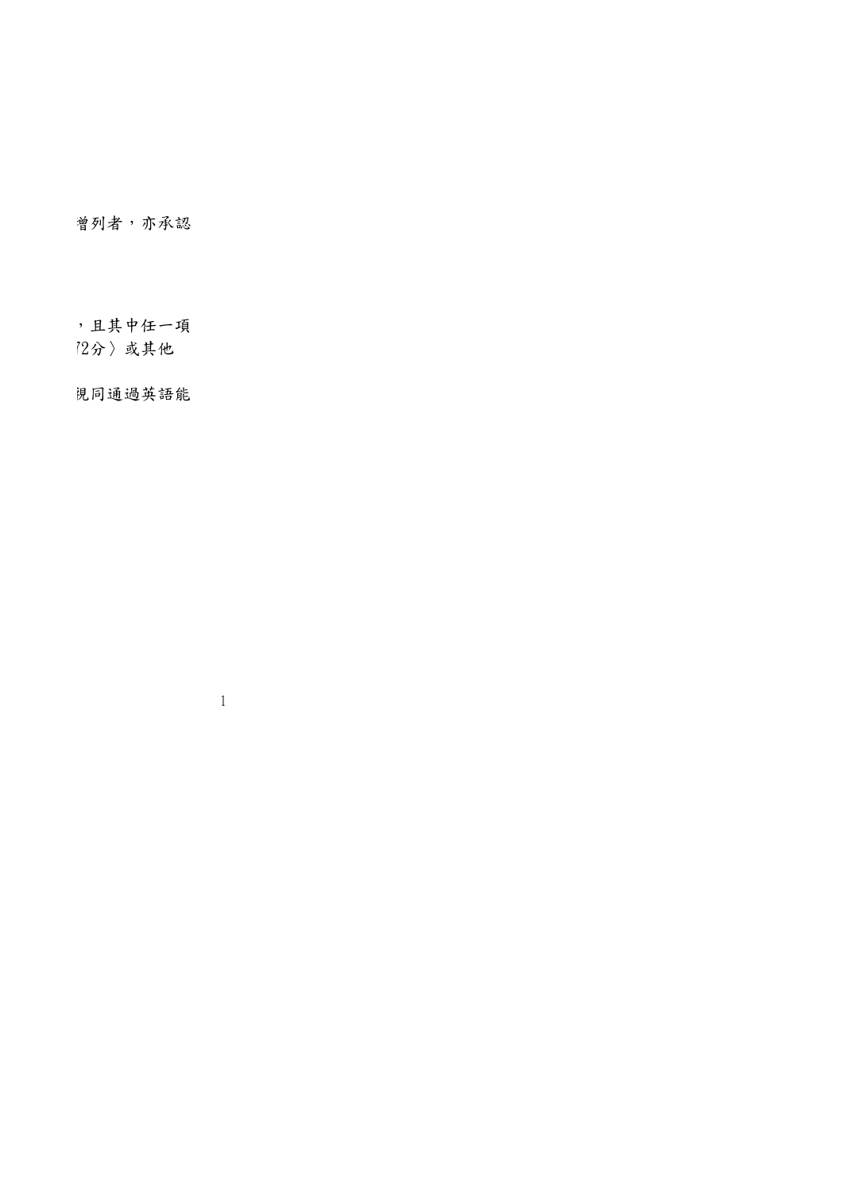曾列者，亦承認

，且其中任一項
72分〉或其他

視同通過英語能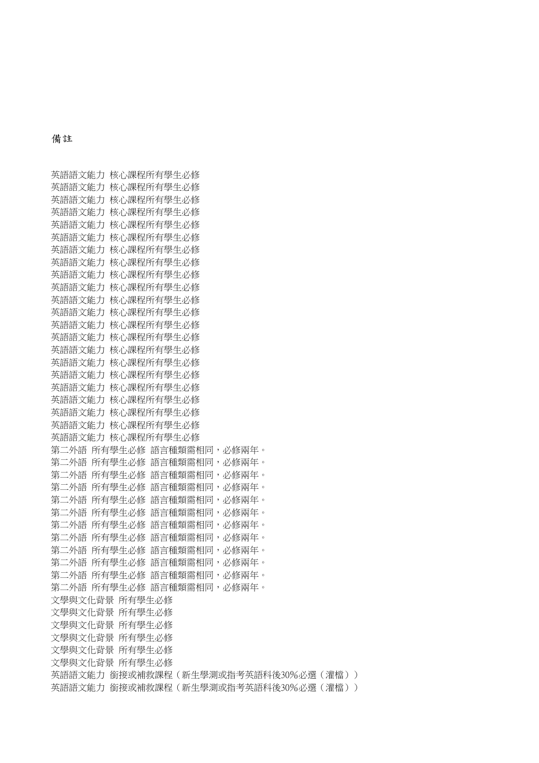備註

英語語文能力 核心課程所有學生必修
英語語文能力 核心課程所有學生必修
英語語文能力 核心課程所有學生必修
英語語文能力 核心課程所有學生必修
英語語文能力 核心課程所有學生必修
英語語文能力 核心課程所有學生必修
英語語文能力 核心課程所有學生必修
英語語文能力 核心課程所有學生必修
英語語文能力 核心課程所有學生必修
英語語文能力 核心課程所有學生必修
英語語文能力 核心課程所有學生必修
英語語文能力 核心課程所有學生必修
英語語文能力 核心課程所有學生必修
英語語文能力 核心課程所有學生必修
英語語文能力 核心課程所有學生必修
英語語文能力 核心課程所有學生必修
英語語文能力 核心課程所有學生必修
英語語文能力 核心課程所有學生必修
英語語文能力 核心課程所有學生必修
英語語文能力 核心課程所有學生必修
英語語文能力 核心課程所有學生必修
英語語文能力 核心課程所有學生必修
第二外語 所有學生必修 語言種類需相同，必修兩年。
第二外語 所有學生必修 語言種類需相同，必修兩年。
第二外語 所有學生必修 語言種類需相同，必修兩年。
第二外語 所有學生必修 語言種類需相同，必修兩年。
第二外語 所有學生必修 語言種類需相同，必修兩年。
第二外語 所有學生必修 語言種類需相同，必修兩年。
第二外語 所有學生必修 語言種類需相同，必修兩年。
第二外語 所有學生必修 語言種類需相同，必修兩年。
第二外語 所有學生必修 語言種類需相同，必修兩年。
第二外語 所有學生必修 語言種類需相同，必修兩年。
第二外語 所有學生必修 語言種類需相同，必修兩年。
第二外語 所有學生必修 語言種類需相同，必修兩年。
文學與文化背景 所有學生必修
文學與文化背景 所有學生必修
文學與文化背景 所有學生必修
文學與文化背景 所有學生必修
文學與文化背景 所有學生必修
文學與文化背景 所有學生必修
英語語文能力 銜接或補救課程（新生學測或指考英語科後30%必選（灌檔））
英語語文能力 銜接或補救課程（新生學測或指考英語科後30%必選（灌檔））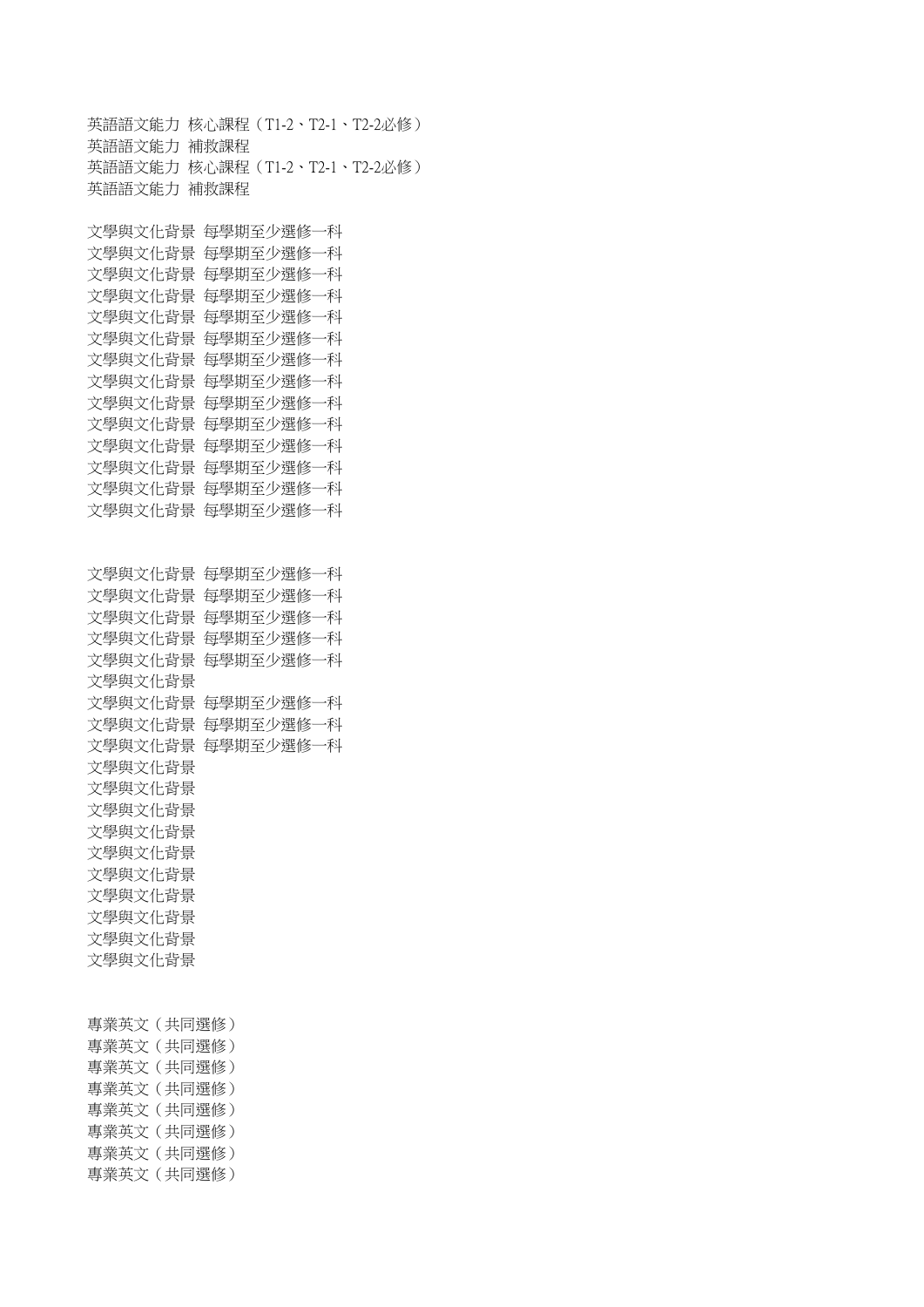英語語文能力 核心課程（T1-2、T2-1、T2-2必修）
英語語文能力 補救課程
英語語文能力 核心課程（T1-2、T2-1、T2-2必修）
英語語文能力 補救課程

文學與文化背景 每學期至少選修一科
文學與文化背景 每學期至少選修一科
文學與文化背景 每學期至少選修一科
文學與文化背景 每學期至少選修一科
文學與文化背景 每學期至少選修一科
文學與文化背景 每學期至少選修一科
文學與文化背景 每學期至少選修一科
文學與文化背景 每學期至少選修一科
文學與文化背景 每學期至少選修一科
文學與文化背景 每學期至少選修一科
文學與文化背景 每學期至少選修一科
文學與文化背景 每學期至少選修一科
文學與文化背景 每學期至少選修一科
文學與文化背景 每學期至少選修一科

文學與文化背景 每學期至少選修一科
文學與文化背景 每學期至少選修一科
文學與文化背景 每學期至少選修一科
文學與文化背景 每學期至少選修一科
文學與文化背景 每學期至少選修一科
文學與文化背景
文學與文化背景 每學期至少選修一科
文學與文化背景 每學期至少選修一科
文學與文化背景 每學期至少選修一科
文學與文化背景
文學與文化背景
文學與文化背景
文學與文化背景
文學與文化背景
文學與文化背景
文學與文化背景
文學與文化背景
文學與文化背景
文學與文化背景

專業英文（共同選修）
專業英文（共同選修）
專業英文（共同選修）
專業英文（共同選修）
專業英文（共同選修）
專業英文（共同選修）
專業英文（共同選修）
專業英文（共同選修）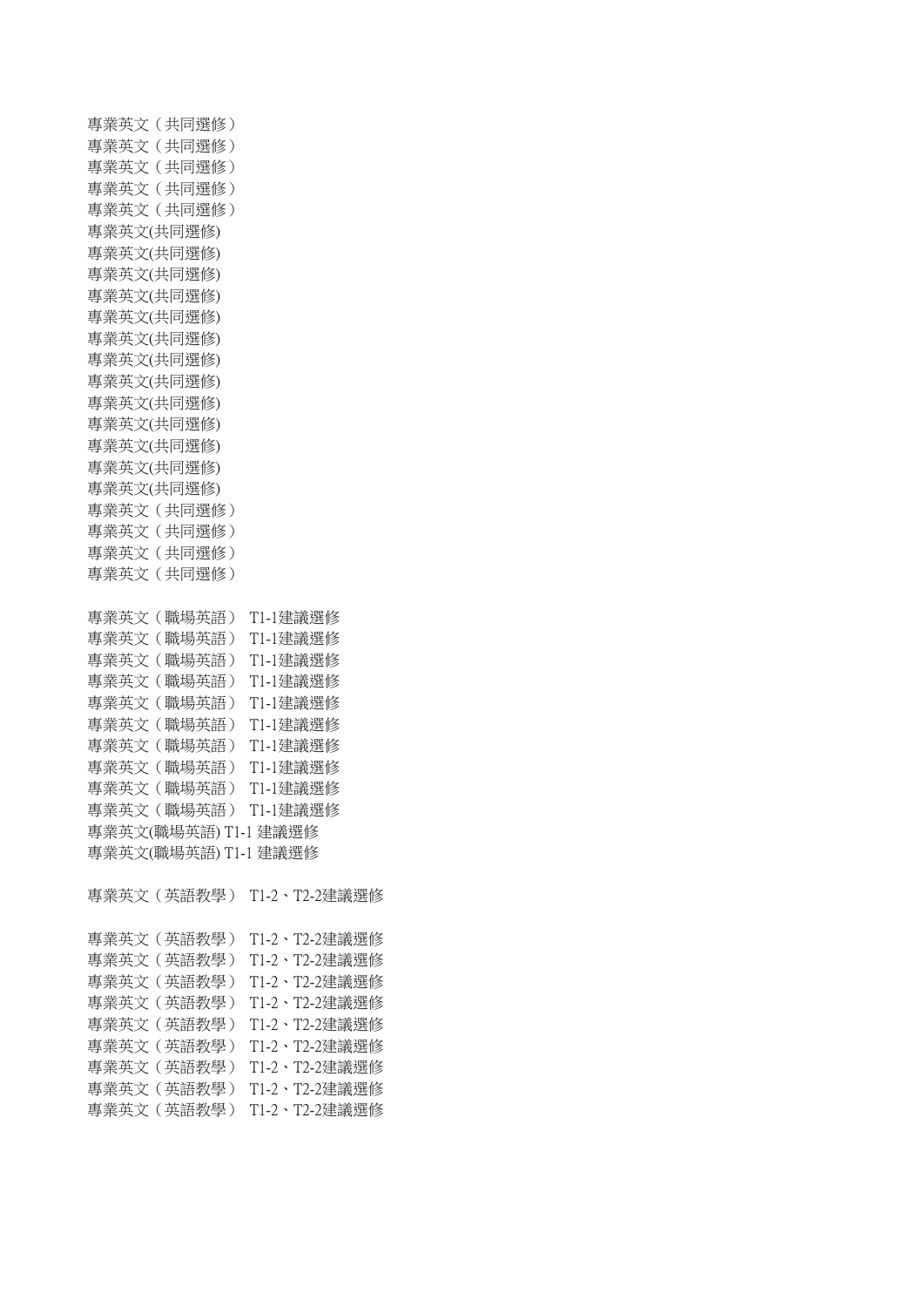專業英文（共同選修）
專業英文（共同選修）
專業英文（共同選修）
專業英文（共同選修）
專業英文（共同選修）
專業英文(共同選修)
專業英文(共同選修)
專業英文(共同選修)
專業英文(共同選修)
專業英文(共同選修)
專業英文(共同選修)
專業英文(共同選修)
專業英文(共同選修)
專業英文(共同選修)
專業英文(共同選修)
專業英文(共同選修)
專業英文(共同選修)
專業英文(共同選修)
專業英文（共同選修）
專業英文（共同選修）
專業英文（共同選修）
專業英文（共同選修）

專業英文（職場英語） T1-1建議選修
專業英文（職場英語） T1-1建議選修
專業英文（職場英語） T1-1建議選修
專業英文（職場英語） T1-1建議選修
專業英文（職場英語） T1-1建議選修
專業英文（職場英語） T1-1建議選修
專業英文（職場英語） T1-1建議選修
專業英文（職場英語） T1-1建議選修
專業英文（職場英語） T1-1建議選修
專業英文（職場英語） T1-1建議選修
專業英文(職場英語) T1-1 建議選修
專業英文(職場英語) T1-1 建議選修

專業英文（英語教學） T1-2、T2-2建議選修

專業英文（英語教學） T1-2、T2-2建議選修
專業英文（英語教學） T1-2、T2-2建議選修
專業英文（英語教學） T1-2、T2-2建議選修
專業英文（英語教學） T1-2、T2-2建議選修
專業英文（英語教學） T1-2、T2-2建議選修
專業英文（英語教學） T1-2、T2-2建議選修
專業英文（英語教學） T1-2、T2-2建議選修
專業英文（英語教學） T1-2、T2-2建議選修
專業英文（英語教學） T1-2、T2-2建議選修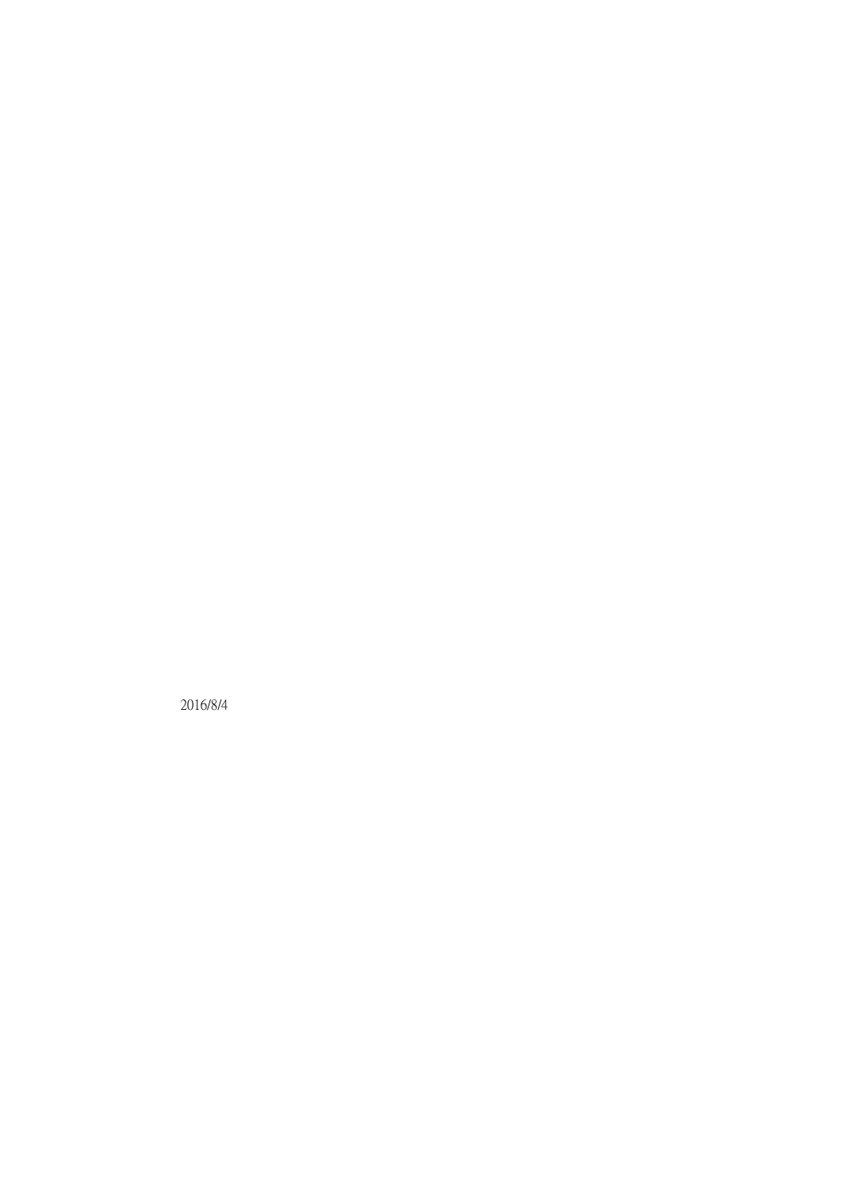2016/8/4